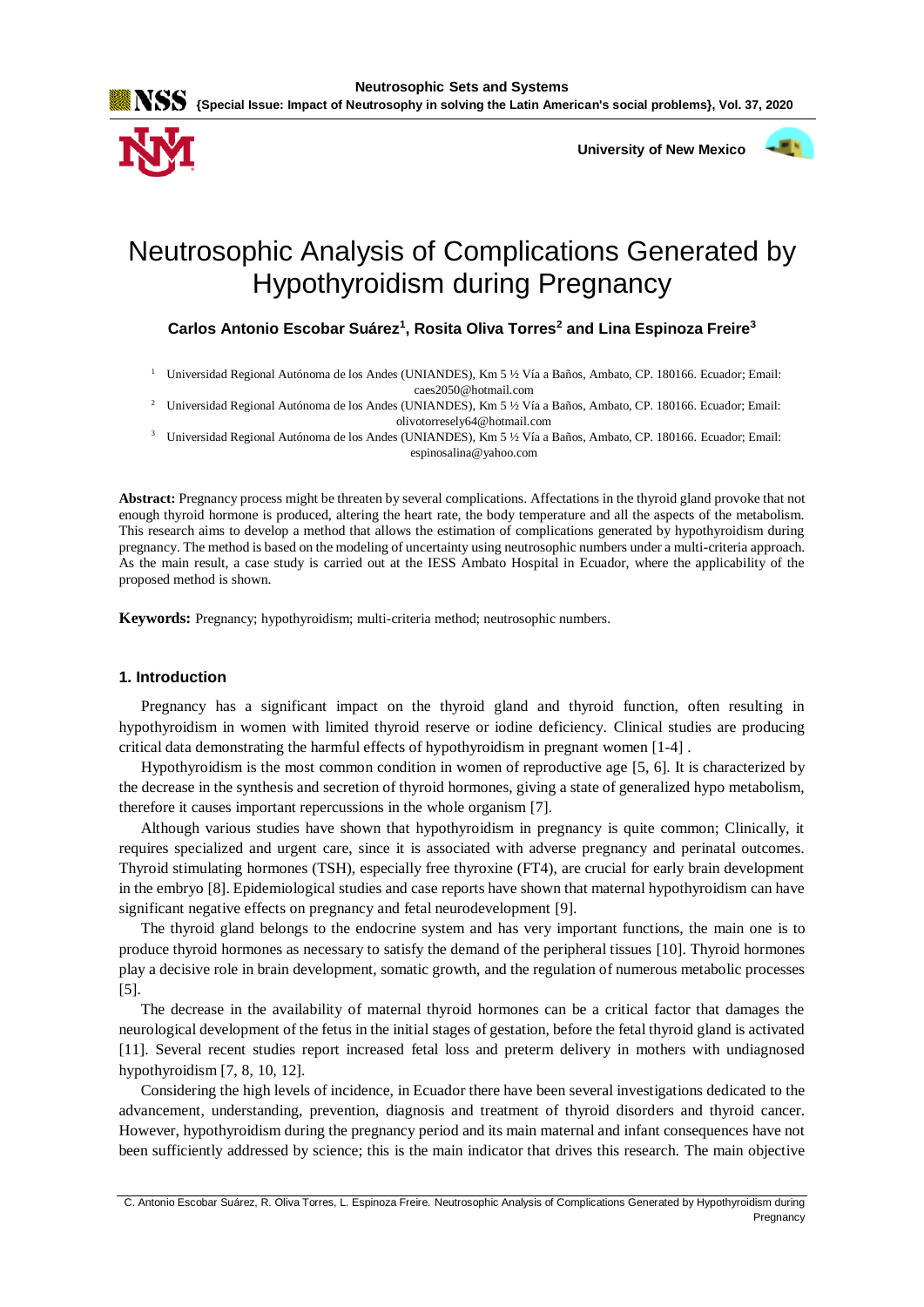# Neutrosophic Analysis of Complications Generated by Hypothyroidism during Pregnancy

**Carlos Antonio Escobar Suárez[1], Rosita Oliva Torres[2] and Lina Espinoza Freire[3]**

[1] Universidad Regional Autónoma de los Andes (UNIANDES), Km 5 ½ Vía a Baños, Ambato, CP. 180166. Ecuador; Email: caes2050@hotmail.com

[2] Universidad Regional Autónoma de los Andes (UNIANDES), Km 5 ½ Vía a Baños, Ambato, CP. 180166. Ecuador; Email: olivotorresely64@hotmail.com

[3] Universidad Regional Autónoma de los Andes (UNIANDES), Km 5 ½ Vía a Baños, Ambato, CP. 180166. Ecuador; Email: espinosalina@yahoo.com

**Abstract:** Pregnancy process might be threaten by several complications. Affectations in the thyroid gland provoke that not enough thyroid hormone is produced, altering the heart rate, the body temperature and all the aspects of the metabolism. This research aims to develop a method that allows the estimation of complications generated by hypothyroidism during pregnancy. The method is based on the modeling of uncertainty using neutrosophic numbers under a multi-criteria approach. As the main result, a case study is carried out at the IESS Ambato Hospital in Ecuador, where the applicability of the proposed method is shown.

**Keywords:** Pregnancy; hypothyroidism; multi-criteria method; neutrosophic numbers.

## 1. Introduction

Pregnancy has a significant impact on the thyroid gland and thyroid function, often resulting in hypothyroidism in women with limited thyroid reserve or iodine deficiency. Clinical studies are producing critical data demonstrating the harmful effects of hypothyroidism in pregnant women [1-4] .

Hypothyroidism is the most common condition in women of reproductive age [5, 6]. It is characterized by the decrease in the synthesis and secretion of thyroid hormones, giving a state of generalized hypo metabolism, therefore it causes important repercussions in the whole organism [7].

Although various studies have shown that hypothyroidism in pregnancy is quite common; Clinically, it requires specialized and urgent care, since it is associated with adverse pregnancy and perinatal outcomes. Thyroid stimulating hormones (TSH), especially free thyroxine (FT4), are crucial for early brain development in the embryo [8]. Epidemiological studies and case reports have shown that maternal hypothyroidism can have significant negative effects on pregnancy and fetal neurodevelopment [9].

The thyroid gland belongs to the endocrine system and has very important functions, the main one is to produce thyroid hormones as necessary to satisfy the demand of the peripheral tissues [10]. Thyroid hormones play a decisive role in brain development, somatic growth, and the regulation of numerous metabolic processes [5].

The decrease in the availability of maternal thyroid hormones can be a critical factor that damages the neurological development of the fetus in the initial stages of gestation, before the fetal thyroid gland is activated [11]. Several recent studies report increased fetal loss and preterm delivery in mothers with undiagnosed hypothyroidism [7, 8, 10, 12].

Considering the high levels of incidence, in Ecuador there have been several investigations dedicated to the advancement, understanding, prevention, diagnosis and treatment of thyroid disorders and thyroid cancer. However, hypothyroidism during the pregnancy period and its main maternal and infant consequences have not been sufficiently addressed by science; this is the main indicator that drives this research. The main objective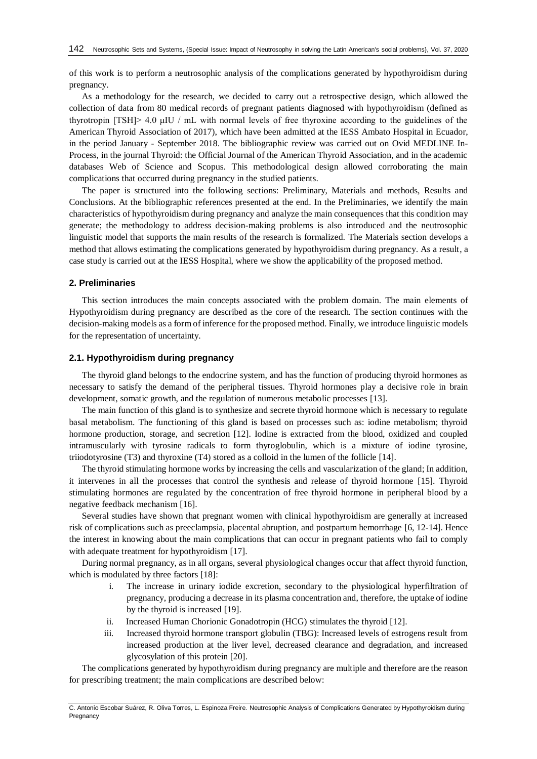of this work is to perform a neutrosophic analysis of the complications generated by hypothyroidism during pregnancy.

As a methodology for the research, we decided to carry out a retrospective design, which allowed the collection of data from 80 medical records of pregnant patients diagnosed with hypothyroidism (defined as thyrotropin [TSH]> 4.0 μIU / mL with normal levels of free thyroxine according to the guidelines of the American Thyroid Association of 2017), which have been admitted at the IESS Ambato Hospital in Ecuador, in the period January - September 2018. The bibliographic review was carried out on Ovid MEDLINE In-Process, in the journal Thyroid: the Official Journal of the American Thyroid Association, and in the academic databases Web of Science and Scopus. This methodological design allowed corroborating the main complications that occurred during pregnancy in the studied patients.

The paper is structured into the following sections: Preliminary, Materials and methods, Results and Conclusions. At the bibliographic references presented at the end. In the Preliminaries, we identify the main characteristics of hypothyroidism during pregnancy and analyze the main consequences that this condition may generate; the methodology to address decision-making problems is also introduced and the neutrosophic linguistic model that supports the main results of the research is formalized. The Materials section develops a method that allows estimating the complications generated by hypothyroidism during pregnancy. As a result, a case study is carried out at the IESS Hospital, where we show the applicability of the proposed method.

## 2. Preliminaries

This section introduces the main concepts associated with the problem domain. The main elements of Hypothyroidism during pregnancy are described as the core of the research. The section continues with the decision-making models as a form of inference for the proposed method. Finally, we introduce linguistic models for the representation of uncertainty.

### 2.1. Hypothyroidism during pregnancy

The thyroid gland belongs to the endocrine system, and has the function of producing thyroid hormones as necessary to satisfy the demand of the peripheral tissues. Thyroid hormones play a decisive role in brain development, somatic growth, and the regulation of numerous metabolic processes [13].

The main function of this gland is to synthesize and secrete thyroid hormone which is necessary to regulate basal metabolism. The functioning of this gland is based on processes such as: iodine metabolism; thyroid hormone production, storage, and secretion [12]. Iodine is extracted from the blood, oxidized and coupled intramuscularly with tyrosine radicals to form thyroglobulin, which is a mixture of iodine tyrosine, triiodotyrosine (T3) and thyroxine (T4) stored as a colloid in the lumen of the follicle [14].

The thyroid stimulating hormone works by increasing the cells and vascularization of the gland; In addition, it intervenes in all the processes that control the synthesis and release of thyroid hormone [15]. Thyroid stimulating hormones are regulated by the concentration of free thyroid hormone in peripheral blood by a negative feedback mechanism [16].

Several studies have shown that pregnant women with clinical hypothyroidism are generally at increased risk of complications such as preeclampsia, placental abruption, and postpartum hemorrhage [6, 12-14]. Hence the interest in knowing about the main complications that can occur in pregnant patients who fail to comply with adequate treatment for hypothyroidism [17].

During normal pregnancy, as in all organs, several physiological changes occur that affect thyroid function, which is modulated by three factors [18]:

i. The increase in urinary iodide excretion, secondary to the physiological hyperfiltration of pregnancy, producing a decrease in its plasma concentration and, therefore, the uptake of iodine by the thyroid is increased [19].
ii. Increased Human Chorionic Gonadotropin (HCG) stimulates the thyroid [12].
iii. Increased thyroid hormone transport globulin (TBG): Increased levels of estrogens result from increased production at the liver level, decreased clearance and degradation, and increased glycosylation of this protein [20].

The complications generated by hypothyroidism during pregnancy are multiple and therefore are the reason for prescribing treatment; the main complications are described below: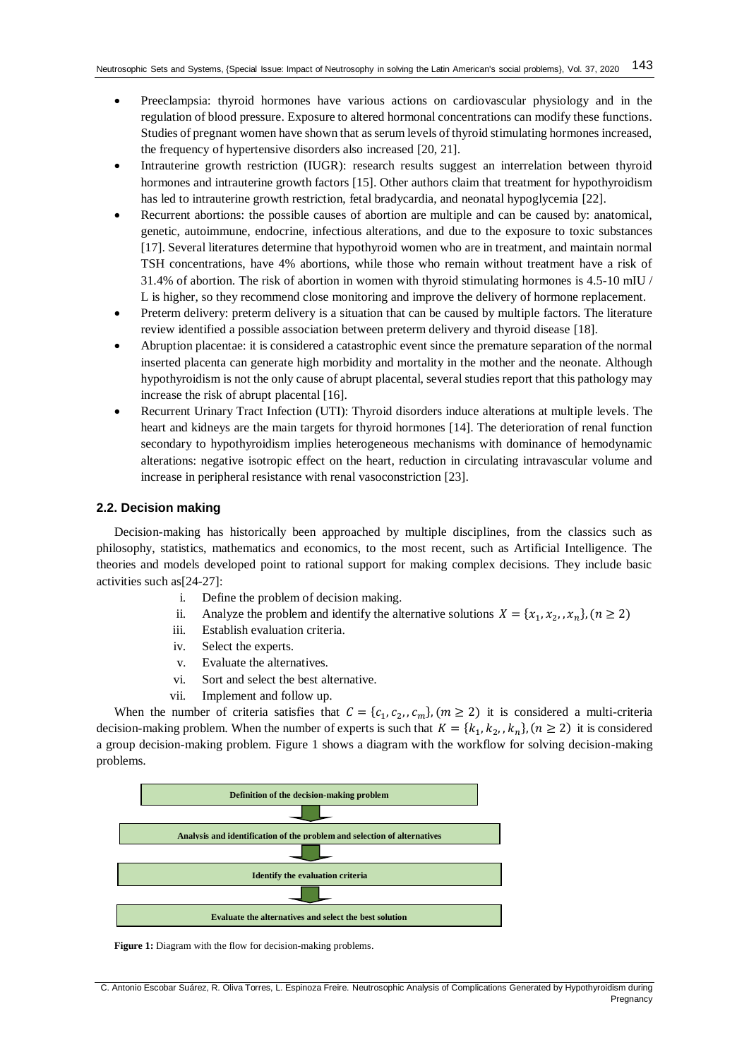- Preeclampsia: thyroid hormones have various actions on cardiovascular physiology and in the regulation of blood pressure. Exposure to altered hormonal concentrations can modify these functions. Studies of pregnant women have shown that as serum levels of thyroid stimulating hormones increased, the frequency of hypertensive disorders also increased [20, 21].
- Intrauterine growth restriction (IUGR): research results suggest an interrelation between thyroid hormones and intrauterine growth factors [15]. Other authors claim that treatment for hypothyroidism has led to intrauterine growth restriction, fetal bradycardia, and neonatal hypoglycemia [22].
- Recurrent abortions: the possible causes of abortion are multiple and can be caused by: anatomical, genetic, autoimmune, endocrine, infectious alterations, and due to the exposure to toxic substances [17]. Several literatures determine that hypothyroid women who are in treatment, and maintain normal TSH concentrations, have 4% abortions, while those who remain without treatment have a risk of 31.4% of abortion. The risk of abortion in women with thyroid stimulating hormones is 4.5-10 mIU / L is higher, so they recommend close monitoring and improve the delivery of hormone replacement.
- Preterm delivery: preterm delivery is a situation that can be caused by multiple factors. The literature review identified a possible association between preterm delivery and thyroid disease [18].
- Abruption placentae: it is considered a catastrophic event since the premature separation of the normal inserted placenta can generate high morbidity and mortality in the mother and the neonate. Although hypothyroidism is not the only cause of abrupt placental, several studies report that this pathology may increase the risk of abrupt placental [16].
- Recurrent Urinary Tract Infection (UTI): Thyroid disorders induce alterations at multiple levels. The heart and kidneys are the main targets for thyroid hormones [14]. The deterioration of renal function secondary to hypothyroidism implies heterogeneous mechanisms with dominance of hemodynamic alterations: negative isotropic effect on the heart, reduction in circulating intravascular volume and increase in peripheral resistance with renal vasoconstriction [23].

### 2.2. Decision making

Decision-making has historically been approached by multiple disciplines, from the classics such as philosophy, statistics, mathematics and economics, to the most recent, such as Artificial Intelligence. The theories and models developed point to rational support for making complex decisions. They include basic activities such as[24-27]:

1. Define the problem of decision making.
2. Analyze the problem and identify the alternative solutions $X = \{x_1, x_2, , x_n\}, (n \geq 2)$
3. Establish evaluation criteria.
4. Select the experts.
5. Evaluate the alternatives.
6. Sort and select the best alternative.
7. Implement and follow up.

When the number of criteria satisfies that $C = \{c_1, c_2, , c_m\}, (m \geq 2)$ it is considered a multi-criteria decision-making problem. When the number of experts is such that $K = \{k_1, k_2, , k_n\}, (n \geq 2)$ it is considered a group decision-making problem. Figure 1 shows a diagram with the workflow for solving decision-making problems.

**Definition of the decision-making problem**

↓

**Analysis and identification of the problem and selection of alternatives**

↓

**Identify the evaluation criteria**

↓

**Evaluate the alternatives and select the best solution**

**Figure 1:** Diagram with the flow for decision-making problems.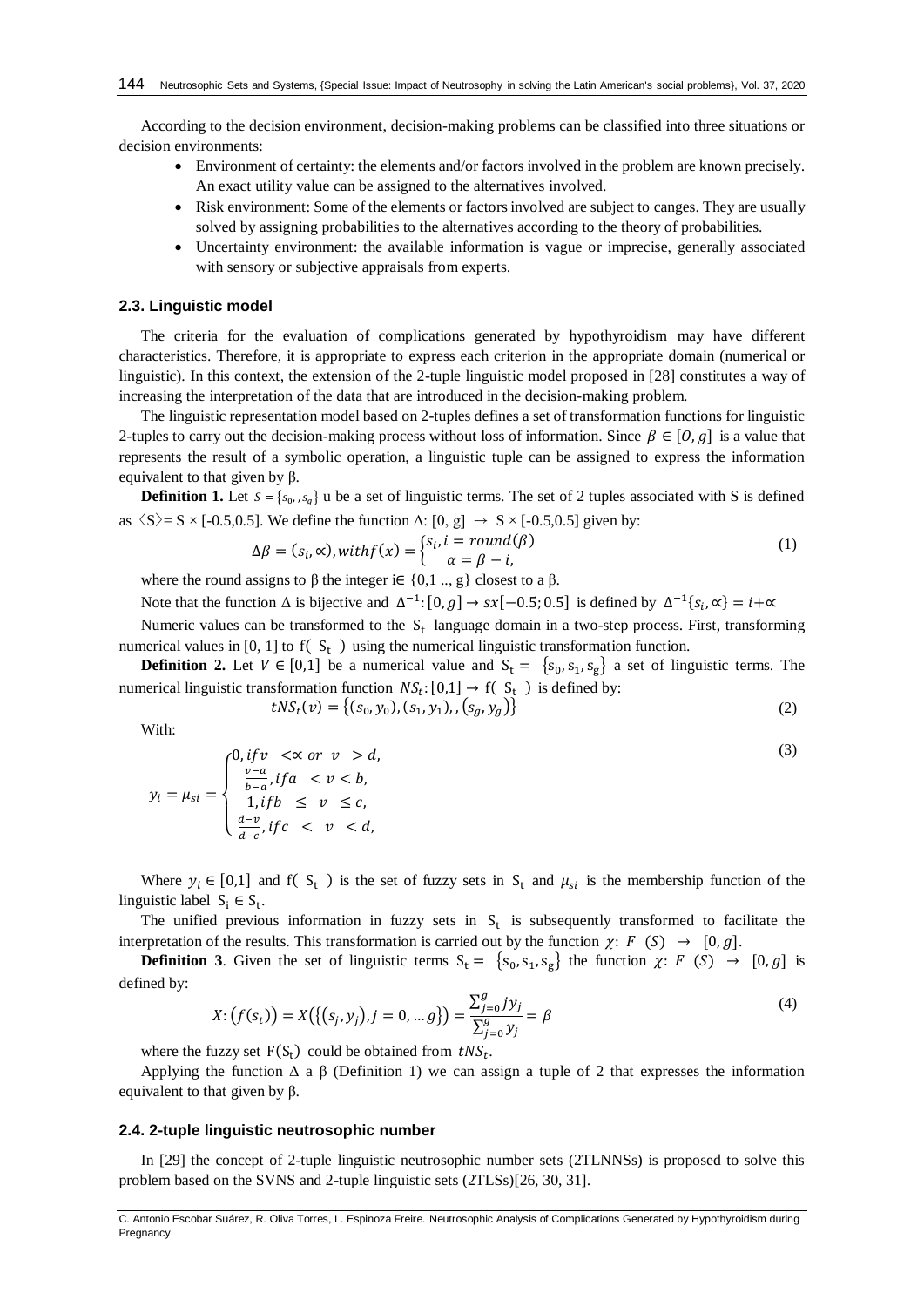According to the decision environment, decision-making problems can be classified into three situations or decision environments:

- Environment of certainty: the elements and/or factors involved in the problem are known precisely. An exact utility value can be assigned to the alternatives involved.
- Risk environment: Some of the elements or factors involved are subject to canges. They are usually solved by assigning probabilities to the alternatives according to the theory of probabilities.
- Uncertainty environment: the available information is vague or imprecise, generally associated with sensory or subjective appraisals from experts.

### 2.3. Linguistic model

The criteria for the evaluation of complications generated by hypothyroidism may have different characteristics. Therefore, it is appropriate to express each criterion in the appropriate domain (numerical or linguistic). In this context, the extension of the 2-tuple linguistic model proposed in [28] constitutes a way of increasing the interpretation of the data that are introduced in the decision-making problem.

The linguistic representation model based on 2-tuples defines a set of transformation functions for linguistic 2-tuples to carry out the decision-making process without loss of information. Since $\beta \in [0, g]$ is a value that represents the result of a symbolic operation, a linguistic tuple can be assigned to express the information equivalent to that given by β.

**Definition 1.** Let $S = \{s_0, , s_g\}$ u be a set of linguistic terms. The set of 2 tuples associated with S is defined as $\langle S \rangle = S \times [-0.5, 0.5]$. We define the function $\Delta$: $[0, g] \rightarrow S \times [-0.5, 0.5]$ given by:

$$\Delta\beta = (s_i, \propto), with f(x) = \begin{cases} s_i, i = round(\beta) \\ \alpha = \beta - i, \end{cases} \tag{1}$$

where the round assigns to β the integer $i \in \{0,1 .., g\}$ closest to a β.

Note that the function Δ is bijective and $\Delta^{-1}: [0, g] \rightarrow sx[-0.5; 0.5]$ is defined by $\Delta^{-1}\{s_i, \propto\} = i + \propto$

Numeric values can be transformed to the $S_t$ language domain in a two-step process. First, transforming numerical values in [0, 1] to f( $S_t$ ) using the numerical linguistic transformation function.

**Definition 2.** Let $V \in [0,1]$ be a numerical value and $S_t = \{s_0, s_1, s_g\}$ a set of linguistic terms. The numerical linguistic transformation function $NS_t: [0,1] \rightarrow f(S_t)$ is defined by:

$$tNS_t(v) = \{(s_0, y_0), (s_1, y_1), , (s_g, y_g)\} \tag{2}$$

With:

$$y_i = \mu_{si} = \begin{cases} 0, if v < \propto \ or \ v > d, \\ \frac{v-a}{b-a}, if a < v < b, \\ 1, if b \leq v \leq c, \\ \frac{d-v}{d-c}, if c < v < d, \end{cases} \tag{3}$$

Where $y_i \in [0,1]$ and f( $S_t$ ) is the set of fuzzy sets in $S_t$ and $\mu_{si}$ is the membership function of the linguistic label $S_i \in S_t$.

The unified previous information in fuzzy sets in $S_t$ is subsequently transformed to facilitate the interpretation of the results. This transformation is carried out by the function $\chi$: $F(S) \rightarrow [0, g]$.

**Definition 3**. Given the set of linguistic terms $S_t = \{s_0, s_1, s_g\}$ the function $\chi$: $F(S) \rightarrow [0, g]$ is defined by:

$$X: (f(s_t)) = X(\{(s_j, y_j), j = 0, ... g\}) = \frac{\sum_{j=0}^{g} j y_j}{\sum_{j=0}^{g} y_j} = \beta \tag{4}$$

where the fuzzy set $F(S_t)$ could be obtained from $tNS_t$.

Applying the function Δ a β (Definition 1) we can assign a tuple of 2 that expresses the information equivalent to that given by β.

### 2.4. 2-tuple linguistic neutrosophic number

In [29] the concept of 2-tuple linguistic neutrosophic number sets (2TLNNSs) is proposed to solve this problem based on the SVNS and 2-tuple linguistic sets (2TLSs)[26, 30, 31].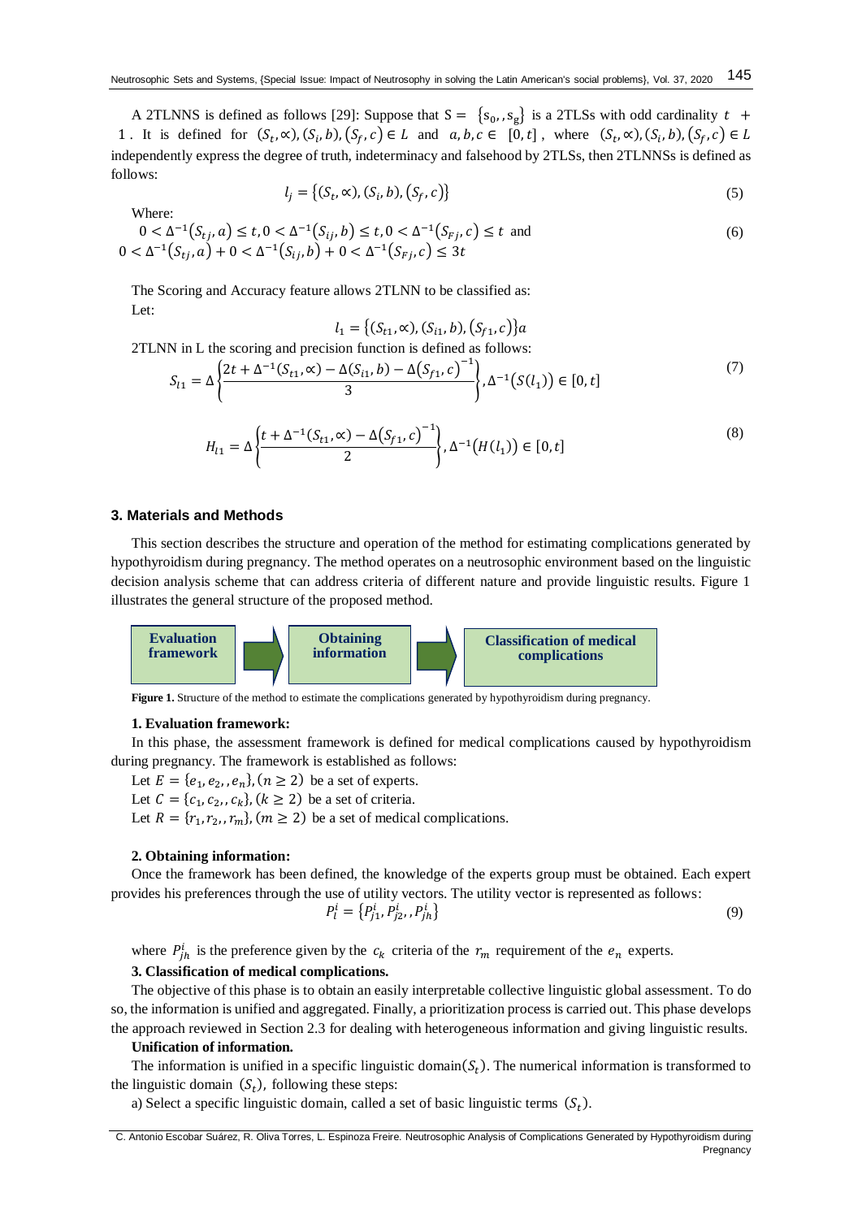A 2TLNNS is defined as follows [29]: Suppose that $S = \{s_0, , s_g\}$ is a 2TLSs with odd cardinality $t + 1$. It is defined for $(S_t, \propto), (S_i, b), (S_f, c) \in L$ and $a, b, c \in [0, t]$, where $(S_t, \propto), (S_i, b), (S_f, c) \in L$ independently express the degree of truth, indeterminacy and falsehood by 2TLSs, then 2TLNNSs is defined as follows:

$$l_j = \{(S_t, \propto), (S_i, b), (S_f, c)\} \tag{5}$$

Where:

$$0 < \Delta^{-1}(S_{tj}, a) \leq t, 0 < \Delta^{-1}(S_{ij}, b) \leq t, 0 < \Delta^{-1}(S_{Fj}, c) \leq t \text{ and}$$
$$0 < \Delta^{-1}(S_{tj}, a) + 0 < \Delta^{-1}(S_{ij}, b) + 0 < \Delta^{-1}(S_{Fj}, c) \leq 3t \tag{6}$$

The Scoring and Accuracy feature allows 2TLNN to be classified as:

Let:

$$l_1 = \{(S_{t1}, \propto), (S_{i1}, b), (S_{f1}, c)\}a$$

2TLNN in L the scoring and precision function is defined as follows:

$$S_{l1} = \Delta\left\{\frac{2t + \Delta^{-1}(S_{t1}, \propto) - \Delta(S_{i1}, b) - \Delta(S_{f1}, c)^{-1}}{3}\right\}, \Delta^{-1}(S(l_1)) \in [0, t] \tag{7}$$

$$H_{l1} = \Delta\left\{\frac{t + \Delta^{-1}(S_{t1}, \propto) - \Delta(S_{f1}, c)^{-1}}{2}\right\}, \Delta^{-1}(H(l_1)) \in [0, t] \tag{8}$$

## 3. Materials and Methods

This section describes the structure and operation of the method for estimating complications generated by hypothyroidism during pregnancy. The method operates on a neutrosophic environment based on the linguistic decision analysis scheme that can address criteria of different nature and provide linguistic results. Figure 1 illustrates the general structure of the proposed method.

**Evaluation framework** → **Obtaining information** → **Classification of medical complications**

**Figure 1.** Structure of the method to estimate the complications generated by hypothyroidism during pregnancy.

**1. Evaluation framework:**

In this phase, the assessment framework is defined for medical complications caused by hypothyroidism during pregnancy. The framework is established as follows:

Let $E = \{e_1, e_2, , e_n\}, (n \geq 2)$ be a set of experts.

Let $C = \{c_1, c_2, , c_k\}, (k \geq 2)$ be a set of criteria.

Let $R = \{r_1, r_2, , r_m\}, (m \geq 2)$ be a set of medical complications.

**2. Obtaining information:**

Once the framework has been defined, the knowledge of the experts group must be obtained. Each expert provides his preferences through the use of utility vectors. The utility vector is represented as follows:

$$P_l^i = \{P_{j1}^i, P_{j2}^i, , P_{jh}^i\} \tag{9}$$

where $P_{jh}^i$ is the preference given by the $c_k$ criteria of the $r_m$ requirement of the $e_n$ experts.

**3. Classification of medical complications.**

The objective of this phase is to obtain an easily interpretable collective linguistic global assessment. To do so, the information is unified and aggregated. Finally, a prioritization process is carried out. This phase develops the approach reviewed in Section 2.3 for dealing with heterogeneous information and giving linguistic results.

**Unification of information.**

The information is unified in a specific linguistic domain$(S_t)$. The numerical information is transformed to the linguistic domain $(S_t)$, following these steps:

a) Select a specific linguistic domain, called a set of basic linguistic terms $(S_t)$.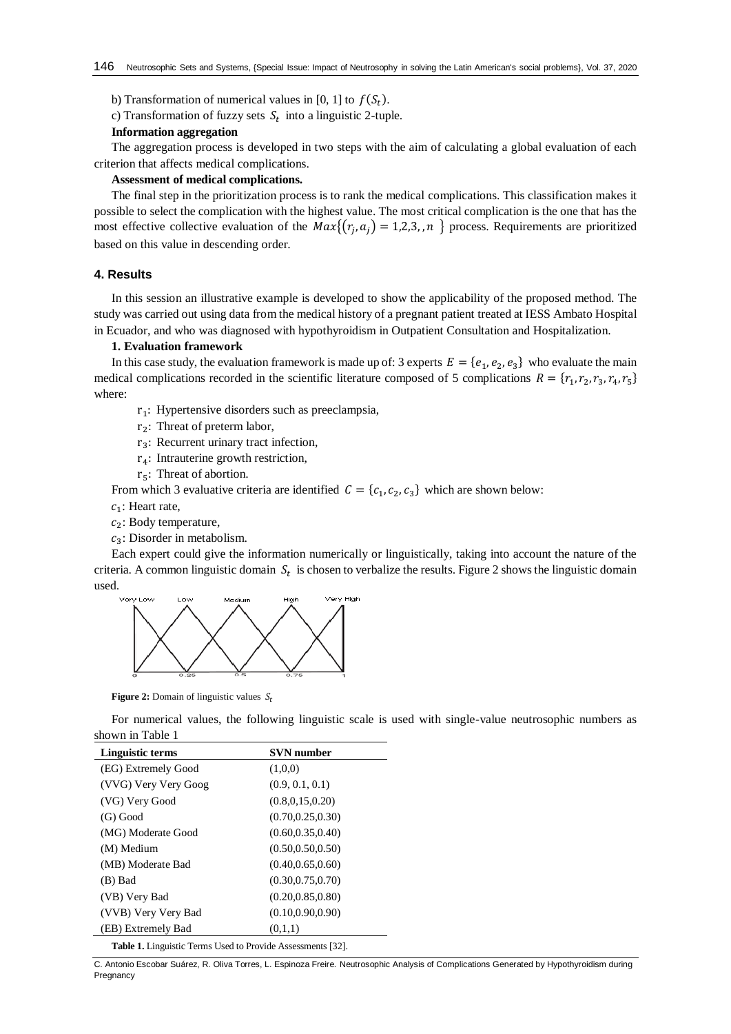b) Transformation of numerical values in [0, 1] to $f(S_t)$.

c) Transformation of fuzzy sets $S_t$ into a linguistic 2-tuple.

**Information aggregation**

The aggregation process is developed in two steps with the aim of calculating a global evaluation of each criterion that affects medical complications.

**Assessment of medical complications.**

The final step in the prioritization process is to rank the medical complications. This classification makes it possible to select the complication with the highest value. The most critical complication is the one that has the most effective collective evaluation of the $Max\{(r_j, a_j) = 1,2,3,,n\ \}$ process. Requirements are prioritized based on this value in descending order.

## 4. Results

In this session an illustrative example is developed to show the applicability of the proposed method. The study was carried out using data from the medical history of a pregnant patient treated at IESS Ambato Hospital in Ecuador, and who was diagnosed with hypothyroidism in Outpatient Consultation and Hospitalization.

**1. Evaluation framework**

In this case study, the evaluation framework is made up of: 3 experts $E = \{e_1, e_2, e_3\}$ who evaluate the main medical complications recorded in the scientific literature composed of 5 complications $R = \{r_1, r_2, r_3, r_4, r_5\}$ where:

- $r_1$: Hypertensive disorders such as preeclampsia,
- $r_2$: Threat of preterm labor,
- $r_3$: Recurrent urinary tract infection,
- $r_4$: Intrauterine growth restriction,
- $r_5$: Threat of abortion.

From which 3 evaluative criteria are identified $C = \{c_1, c_2, c_3\}$ which are shown below:

$c_1$: Heart rate,

$c_2$: Body temperature,

$c_3$: Disorder in metabolism.

Each expert could give the information numerically or linguistically, taking into account the nature of the criteria. A common linguistic domain $S_t$ is chosen to verbalize the results. Figure 2 shows the linguistic domain used.

**Figure 2:** Domain of linguistic values $S_t$

For numerical values, the following linguistic scale is used with single-value neutrosophic numbers as shown in Table 1

| Linguistic terms | SVN number |
|---|---|
| (EG) Extremely Good | (1,0,0) |
| (VVG) Very Very Goog | (0.9, 0.1, 0.1) |
| (VG) Very Good | (0.8,0,15,0.20) |
| (G) Good | (0.70,0.25,0.30) |
| (MG) Moderate Good | (0.60,0.35,0.40) |
| (M) Medium | (0.50,0.50,0.50) |
| (MB) Moderate Bad | (0.40,0.65,0.60) |
| (B) Bad | (0.30,0.75,0.70) |
| (VB) Very Bad | (0.20,0.85,0.80) |
| (VVB) Very Very Bad | (0.10,0.90,0.90) |
| (EB) Extremely Bad | (0,1,1) |

**Table 1.** Linguistic Terms Used to Provide Assessments [32].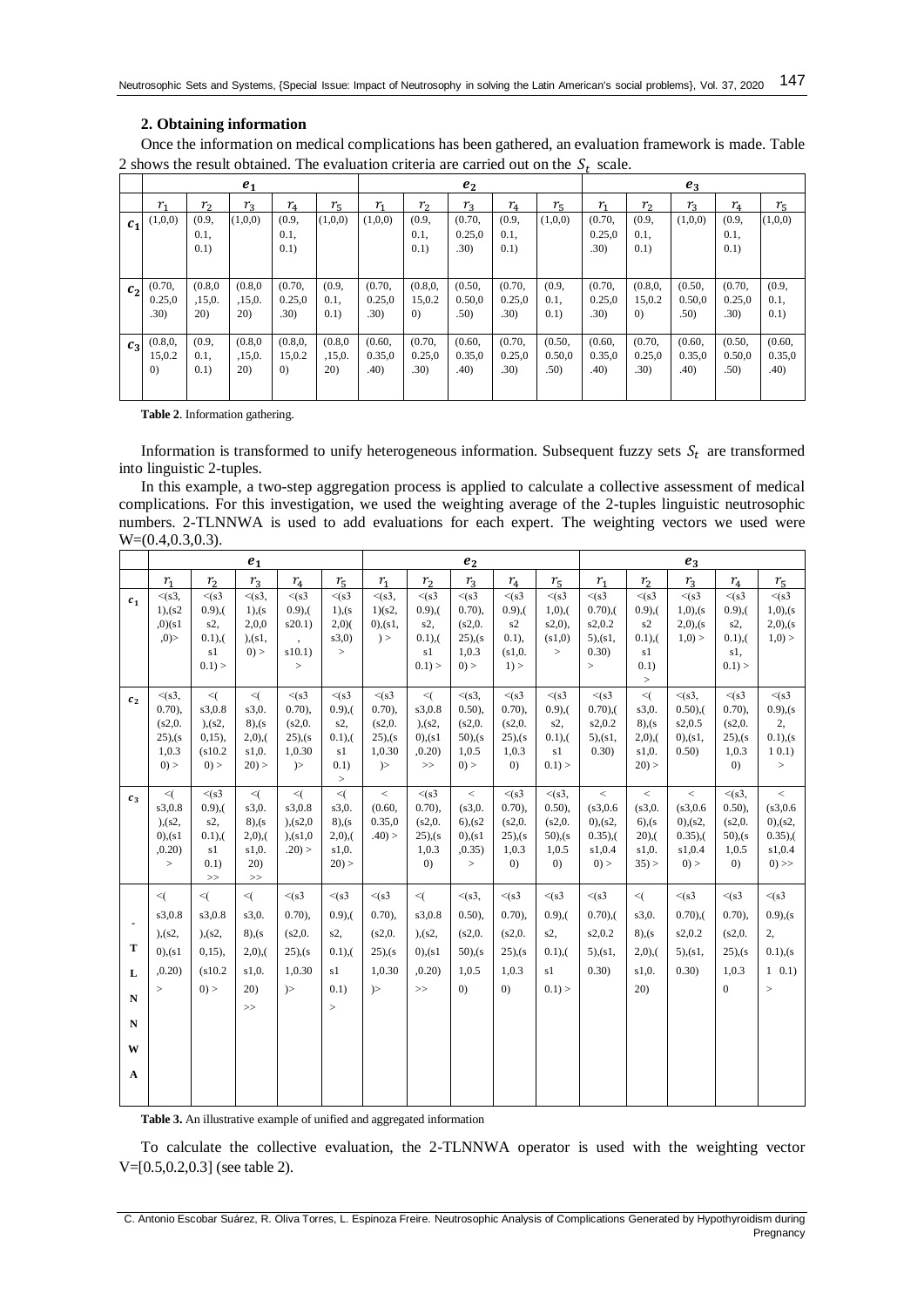### 2. Obtaining information

Once the information on medical complications has been gathered, an evaluation framework is made. Table 2 shows the result obtained. The evaluation criteria are carried out on the $S_t$ scale.

| | $e_1$ | | | | | $e_2$ | | | | | $e_3$ | | | | |
|---|---|---|---|---|---|---|---|---|---|---|---|---|---|---|---|
| | $r_1$ | $r_2$ | $r_3$ | $r_4$ | $r_5$ | $r_1$ | $r_2$ | $r_3$ | $r_4$ | $r_5$ | $r_1$ | $r_2$ | $r_3$ | $r_4$ | $r_5$ |
| $c_1$ | (1,0,0) | (0.9, 0.1, 0.1) | (1,0,0) | (0.9, 0.1, 0.1) | (1,0,0) | (1,0,0) | (0.9, 0.1, 0.1) | (0.70, 0.25,0 .30) | (0.9, 0.1, 0.1) | (1,0,0) | (0.70, 0.25,0 .30) | (0.9, 0.1, 0.1) | (1,0,0) | (0.9, 0.1, 0.1) | (1,0,0) |
| $c_2$ | (0.70, 0.25,0 .30) | (0.8,0 ,15,0. 20) | (0.8,0 ,15,0. 20) | (0.70, 0.25,0 .30) | (0.9, 0.1, 0.1) | (0.70, 0.25,0 .30) | (0.8,0, 15,0.2 0) | (0.50, 0.50,0 .50) | (0.70, 0.25,0 .30) | (0.9, 0.1, 0.1) | (0.70, 0.25,0 .30) | (0.8,0, 15,0.2 0) | (0.50, 0.50,0 .50) | (0.70, 0.25,0 .30) | (0.9, 0.1, 0.1) |
| $c_3$ | (0.8,0, 15,0.2 0) | (0.9, 0.1, 0.1) | (0.8,0 ,15,0. 20) | (0.8,0, 15,0.2 0) | (0.8,0 ,15,0. 20) | (0.60, 0.35,0 .40) | (0.70, 0.25,0 .30) | (0.60, 0.35,0 .40) | (0.70, 0.25,0 .30) | (0.50, 0.50,0 .50) | (0.60, 0.35,0 .40) | (0.70, 0.25,0 .30) | (0.60, 0.35,0 .40) | (0.50, 0.50,0 .50) | (0.60, 0.35,0 .40) |

**Table 2**. Information gathering.

Information is transformed to unify heterogeneous information. Subsequent fuzzy sets $S_t$ are transformed into linguistic 2-tuples.

In this example, a two-step aggregation process is applied to calculate a collective assessment of medical complications. For this investigation, we used the weighting average of the 2-tuples linguistic neutrosophic numbers. 2-TLNNWA is used to add evaluations for each expert. The weighting vectors we used were W=(0.4,0.3,0.3).

| | $e_1$ | | | | | $e_2$ | | | | | $e_3$ | | | | |
|---|---|---|---|---|---|---|---|---|---|---|---|---|---|---|---|
| | $r_1$ | $r_2$ | $r_3$ | $r_4$ | $r_5$ | $r_1$ | $r_2$ | $r_3$ | $r_4$ | $r_5$ | $r_1$ | $r_2$ | $r_3$ | $r_4$ | $r_5$ |
| $c_1$ | <(s3, 1),(s2 ,0)(s1 ,0)> | <(s3 0.9),( s2, 0.1),( s1 0.1) > | <(s3, 1),(s 2,0,0 ),(s1, 0) > | <(s3 0.9),( s20.1) , s10.1) > | <(s3 1),(s 2,0)( s3,0) > | <(s3, 1)(s2, 0),(s1, ) > | <(s3 0.9),( s2, 0.1),( s1 0.1) > | <(s3 0.70), (s2,0. 25),(s 1,0.3 0) > | <(s3 0.9),( s2 0.1), (s1,0. 1) > | <(s3 1,0),( s2,0), (s1,0) > | <(s3 0.70),( s2,0.2 5),(s1, 0.30) > | <(s3 0.9),( s2 0.1),( s1 0.1) > | <(s3 1,0),(s 2,0),(s 1,0) > | <(s3 0.9),( s2, 0.1),( s1, 0.1) > | <(s3 1,0),(s 2,0),(s 1,0) > |
| $c_2$ | <(s3, 0.70), (s2,0. 25),(s 1,0.3 0) > | <( s3,0.8 ),(s2, 0,15), (s10.2 0) > | <( s3,0. 8),(s 2,0),( s1,0. 20) > | <(s3 0.70), (s2,0. 25),(s 1,0.30 )> | <(s3 0.9),( s2, 0.1),( s1 0.1) > | <(s3 0.70), (s2,0. 25),(s 1,0.30 )> | <( s3,0.8 ),(s2, 0),(s1 ,0.20) >> | <(s3, 0.50), (s2,0. 50),(s 1,0.5 0) > | <(s3 0.70), (s2,0. 25),(s 1,0.3 0) | <(s3 0.9),( s2, 0.1),( s1 0.1) > | <(s3 0.70),( s2,0.2 5),(s1, 0.30) | <( s3,0. 8),(s 2,0),( s1,0. 20) > | <(s3, 0.50),( s2,0.5 0),(s1, 0.50) | <(s3 0.70), (s2,0. 25),(s 1,0.3 0) | <(s3 0.9),(s 2, 0.1),(s 1 0.1) > |
| $c_3$ | <( s3,0.8 ),(s2, 0),(s1 ,0.20) > | <(s3 0.9),( s2, 0.1),( s1 0.1) >> | <( s3,0. 8),(s 2,0),( s1,0. 20) >> | <( s3,0.8 ),(s2,0 ),(s1,0 .20) > | <( s3,0. 8),(s 2,0),( s1,0. 20) > | < (0.60, 0.35,0 .40) > | <(s3 0.70), (s2,0. 25),(s 1,0.3 0) | < (s3,0. 6),(s2 0),(s1 ,0.35) > | <(s3 0.70), (s2,0. 25),(s 1,0.3 0) | <(s3, 0.50), (s2,0. 50),(s 1,0.5 0) | < (s3,0.6 0),(s2, 0.35),( s1,0.4 0) > | < (s3,0. 6),(s 20),( s1,0. 35) > | < (s3,0.6 0),(s2, 0.35),( s1,0.4 0) > | <(s3, 0.50), (s2,0. 50),(s 1,0.5 0) | < (s3,0.6 0),(s2, 0.35),( s1,0.4 0) >> |
| - T L N N W A | <( s3,0.8 ),(s2, 0),(s1 ,0.20) > | <( s3,0.8 ),(s2, 0,15), (s10.2 0) > | <( s3,0. 8),(s 2,0),( s1,0. 20) >> | <(s3 0.70), (s2,0. 25),(s 1,0.30 )> | <(s3 0.9),( s2, 0.1),( s1 0.1) > | <(s3 0.70), (s2,0. 25),(s 1,0.30 )> | <( s3,0.8 ),(s2, 0),(s1 ,0.20) >> | <(s3, 0.50), (s2,0. 50),(s 1,0.5 0) | <(s3 0.70), (s2,0. 25),(s 1,0.3 0) | <(s3 0.9),( s2, 0.1),( s1 0.1) > | <(s3 0.70),( s2,0.2 5),(s1, 0.30) | <( s3,0. 8),(s 2,0),( s1,0. 20) | <(s3 0.70),( s2,0.2 5),(s1, 0.30) | <(s3 0.70), (s2,0. 25),(s 1,0.3 0 | <(s3 0.9),(s 2, 0.1),(s 1 0.1) > |

**Table 3.** An illustrative example of unified and aggregated information

To calculate the collective evaluation, the 2-TLNNWA operator is used with the weighting vector V=[0.5,0.2,0.3] (see table 2).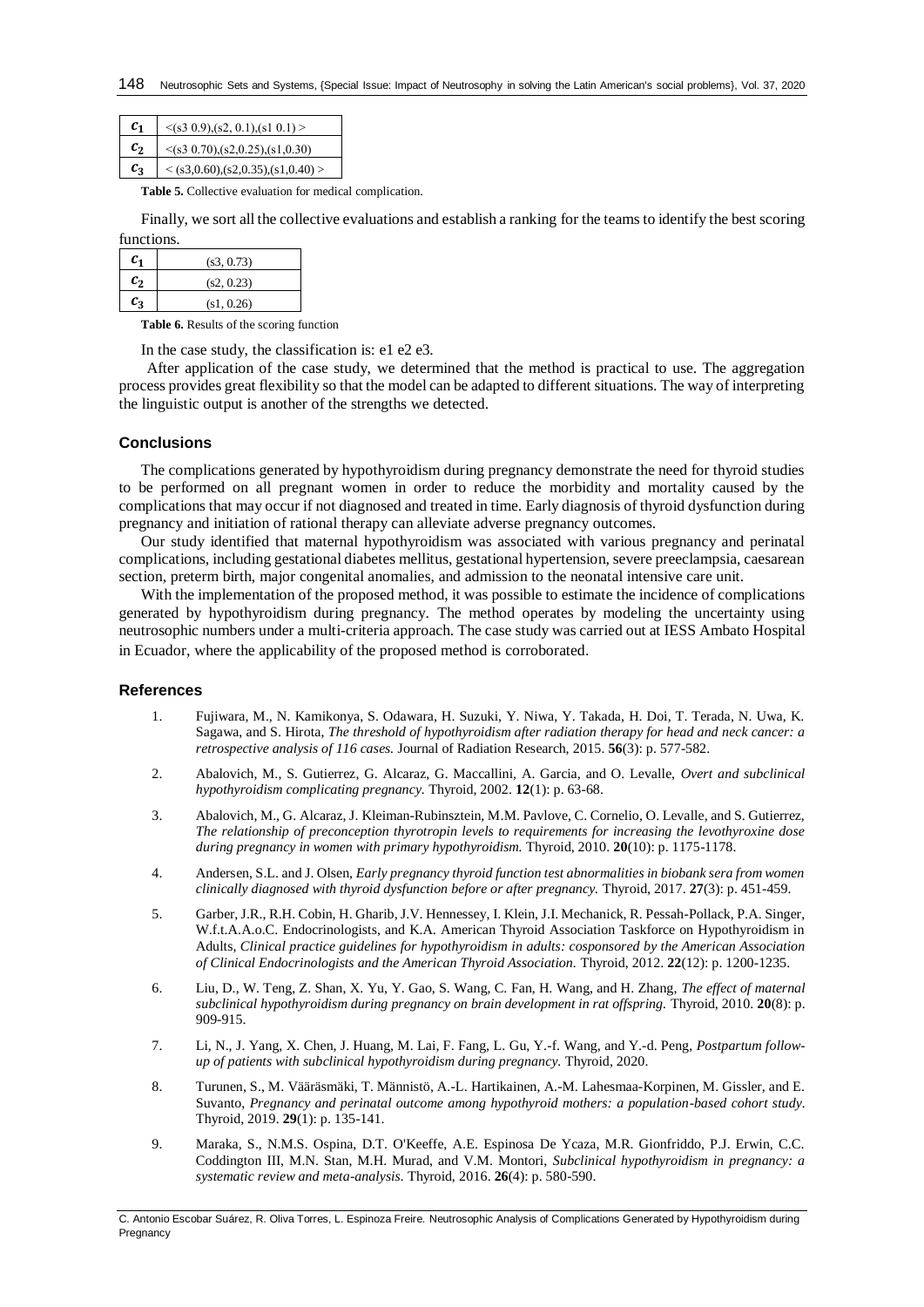| $c_1$ | <(s3 0.9),(s2, 0.1),(s1 0.1) > |
|---|---|
| $c_2$ | <(s3 0.70),(s2,0.25),(s1,0.30) |
| $c_3$ | < (s3,0.60),(s2,0.35),(s1,0.40) > |

**Table 5.** Collective evaluation for medical complication.

Finally, we sort all the collective evaluations and establish a ranking for the teams to identify the best scoring functions.

| $c_1$ | (s3, 0.73) |
|---|---|
| $c_2$ | (s2, 0.23) |
| $c_3$ | (s1, 0.26) |

**Table 6.** Results of the scoring function

In the case study, the classification is: e1 e2 e3.

After application of the case study, we determined that the method is practical to use. The aggregation process provides great flexibility so that the model can be adapted to different situations. The way of interpreting the linguistic output is another of the strengths we detected.

## Conclusions

The complications generated by hypothyroidism during pregnancy demonstrate the need for thyroid studies to be performed on all pregnant women in order to reduce the morbidity and mortality caused by the complications that may occur if not diagnosed and treated in time. Early diagnosis of thyroid dysfunction during pregnancy and initiation of rational therapy can alleviate adverse pregnancy outcomes.

Our study identified that maternal hypothyroidism was associated with various pregnancy and perinatal complications, including gestational diabetes mellitus, gestational hypertension, severe preeclampsia, caesarean section, preterm birth, major congenital anomalies, and admission to the neonatal intensive care unit.

With the implementation of the proposed method, it was possible to estimate the incidence of complications generated by hypothyroidism during pregnancy. The method operates by modeling the uncertainty using neutrosophic numbers under a multi-criteria approach. The case study was carried out at IESS Ambato Hospital in Ecuador, where the applicability of the proposed method is corroborated.

## References

1. Fujiwara, M., N. Kamikonya, S. Odawara, H. Suzuki, Y. Niwa, Y. Takada, H. Doi, T. Terada, N. Uwa, K. Sagawa, and S. Hirota, *The threshold of hypothyroidism after radiation therapy for head and neck cancer: a retrospective analysis of 116 cases.* Journal of Radiation Research, 2015. **56**(3): p. 577-582.
2. Abalovich, M., S. Gutierrez, G. Alcaraz, G. Maccallini, A. Garcia, and O. Levalle, *Overt and subclinical hypothyroidism complicating pregnancy.* Thyroid, 2002. **12**(1): p. 63-68.
3. Abalovich, M., G. Alcaraz, J. Kleiman-Rubinsztein, M.M. Pavlove, C. Cornelio, O. Levalle, and S. Gutierrez, *The relationship of preconception thyrotropin levels to requirements for increasing the levothyroxine dose during pregnancy in women with primary hypothyroidism.* Thyroid, 2010. **20**(10): p. 1175-1178.
4. Andersen, S.L. and J. Olsen, *Early pregnancy thyroid function test abnormalities in biobank sera from women clinically diagnosed with thyroid dysfunction before or after pregnancy.* Thyroid, 2017. **27**(3): p. 451-459.
5. Garber, J.R., R.H. Cobin, H. Gharib, J.V. Hennessey, I. Klein, J.I. Mechanick, R. Pessah-Pollack, P.A. Singer, W.f.t.A.A.o.C. Endocrinologists, and K.A. American Thyroid Association Taskforce on Hypothyroidism in Adults, *Clinical practice guidelines for hypothyroidism in adults: cosponsored by the American Association of Clinical Endocrinologists and the American Thyroid Association.* Thyroid, 2012. **22**(12): p. 1200-1235.
6. Liu, D., W. Teng, Z. Shan, X. Yu, Y. Gao, S. Wang, C. Fan, H. Wang, and H. Zhang, *The effect of maternal subclinical hypothyroidism during pregnancy on brain development in rat offspring.* Thyroid, 2010. **20**(8): p. 909-915.
7. Li, N., J. Yang, X. Chen, J. Huang, M. Lai, F. Fang, L. Gu, Y.-f. Wang, and Y.-d. Peng, *Postpartum follow-up of patients with subclinical hypothyroidism during pregnancy.* Thyroid, 2020.
8. Turunen, S., M. Vääräsmäki, T. Männistö, A.-L. Hartikainen, A.-M. Lahesmaa-Korpinen, M. Gissler, and E. Suvanto, *Pregnancy and perinatal outcome among hypothyroid mothers: a population-based cohort study.* Thyroid, 2019. **29**(1): p. 135-141.
9. Maraka, S., N.M.S. Ospina, D.T. O'Keeffe, A.E. Espinosa De Ycaza, M.R. Gionfriddo, P.J. Erwin, C.C. Coddington III, M.N. Stan, M.H. Murad, and V.M. Montori, *Subclinical hypothyroidism in pregnancy: a systematic review and meta-analysis.* Thyroid, 2016. **26**(4): p. 580-590.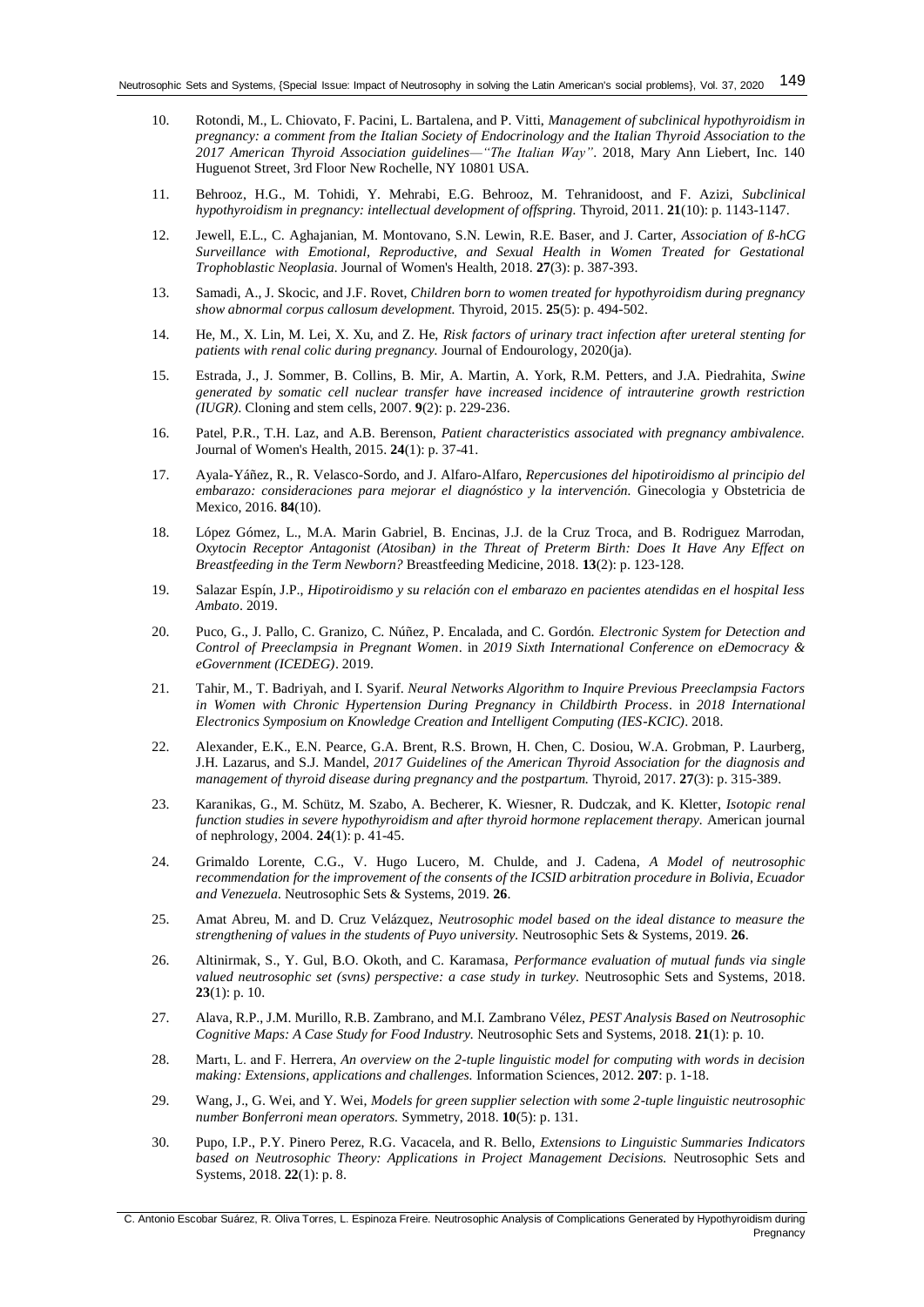10. Rotondi, M., L. Chiovato, F. Pacini, L. Bartalena, and P. Vitti, *Management of subclinical hypothyroidism in pregnancy: a comment from the Italian Society of Endocrinology and the Italian Thyroid Association to the 2017 American Thyroid Association guidelines—"The Italian Way"*. 2018, Mary Ann Liebert, Inc. 140 Huguenot Street, 3rd Floor New Rochelle, NY 10801 USA.
11. Behrooz, H.G., M. Tohidi, Y. Mehrabi, E.G. Behrooz, M. Tehranidoost, and F. Azizi, *Subclinical hypothyroidism in pregnancy: intellectual development of offspring.* Thyroid, 2011. **21**(10): p. 1143-1147.
12. Jewell, E.L., C. Aghajanian, M. Montovano, S.N. Lewin, R.E. Baser, and J. Carter, *Association of ß-hCG Surveillance with Emotional, Reproductive, and Sexual Health in Women Treated for Gestational Trophoblastic Neoplasia.* Journal of Women's Health, 2018. **27**(3): p. 387-393.
13. Samadi, A., J. Skocic, and J.F. Rovet, *Children born to women treated for hypothyroidism during pregnancy show abnormal corpus callosum development.* Thyroid, 2015. **25**(5): p. 494-502.
14. He, M., X. Lin, M. Lei, X. Xu, and Z. He, *Risk factors of urinary tract infection after ureteral stenting for patients with renal colic during pregnancy.* Journal of Endourology, 2020(ja).
15. Estrada, J., J. Sommer, B. Collins, B. Mir, A. Martin, A. York, R.M. Petters, and J.A. Piedrahita, *Swine generated by somatic cell nuclear transfer have increased incidence of intrauterine growth restriction (IUGR).* Cloning and stem cells, 2007. **9**(2): p. 229-236.
16. Patel, P.R., T.H. Laz, and A.B. Berenson, *Patient characteristics associated with pregnancy ambivalence.* Journal of Women's Health, 2015. **24**(1): p. 37-41.
17. Ayala-Yáñez, R., R. Velasco-Sordo, and J. Alfaro-Alfaro, *Repercusiones del hipotiroidismo al principio del embarazo: consideraciones para mejorar el diagnóstico y la intervención.* Ginecologia y Obstetricia de Mexico, 2016. **84**(10).
18. López Gómez, L., M.A. Marin Gabriel, B. Encinas, J.J. de la Cruz Troca, and B. Rodriguez Marrodan, *Oxytocin Receptor Antagonist (Atosiban) in the Threat of Preterm Birth: Does It Have Any Effect on Breastfeeding in the Term Newborn?* Breastfeeding Medicine, 2018. **13**(2): p. 123-128.
19. Salazar Espín, J.P., *Hipotiroidismo y su relación con el embarazo en pacientes atendidas en el hospital Iess Ambato*. 2019.
20. Puco, G., J. Pallo, C. Granizo, C. Núñez, P. Encalada, and C. Gordón. *Electronic System for Detection and Control of Preeclampsia in Pregnant Women*. in *2019 Sixth International Conference on eDemocracy & eGovernment (ICEDEG)*. 2019.
21. Tahir, M., T. Badriyah, and I. Syarif. *Neural Networks Algorithm to Inquire Previous Preeclampsia Factors in Women with Chronic Hypertension During Pregnancy in Childbirth Process*. in *2018 International Electronics Symposium on Knowledge Creation and Intelligent Computing (IES-KCIC)*. 2018.
22. Alexander, E.K., E.N. Pearce, G.A. Brent, R.S. Brown, H. Chen, C. Dosiou, W.A. Grobman, P. Laurberg, J.H. Lazarus, and S.J. Mandel, *2017 Guidelines of the American Thyroid Association for the diagnosis and management of thyroid disease during pregnancy and the postpartum.* Thyroid, 2017. **27**(3): p. 315-389.
23. Karanikas, G., M. Schütz, M. Szabo, A. Becherer, K. Wiesner, R. Dudczak, and K. Kletter, *Isotopic renal function studies in severe hypothyroidism and after thyroid hormone replacement therapy.* American journal of nephrology, 2004. **24**(1): p. 41-45.
24. Grimaldo Lorente, C.G., V. Hugo Lucero, M. Chulde, and J. Cadena, *A Model of neutrosophic recommendation for the improvement of the consents of the ICSID arbitration procedure in Bolivia, Ecuador and Venezuela.* Neutrosophic Sets & Systems, 2019. **26**.
25. Amat Abreu, M. and D. Cruz Velázquez, *Neutrosophic model based on the ideal distance to measure the strengthening of values in the students of Puyo university.* Neutrosophic Sets & Systems, 2019. **26**.
26. Altinirmak, S., Y. Gul, B.O. Okoth, and C. Karamasa, *Performance evaluation of mutual funds via single valued neutrosophic set (svns) perspective: a case study in turkey.* Neutrosophic Sets and Systems, 2018. **23**(1): p. 10.
27. Alava, R.P., J.M. Murillo, R.B. Zambrano, and M.I. Zambrano Vélez, *PEST Analysis Based on Neutrosophic Cognitive Maps: A Case Study for Food Industry.* Neutrosophic Sets and Systems, 2018. **21**(1): p. 10.
28. Martı, L. and F. Herrera, *An overview on the 2-tuple linguistic model for computing with words in decision making: Extensions, applications and challenges.* Information Sciences, 2012. **207**: p. 1-18.
29. Wang, J., G. Wei, and Y. Wei, *Models for green supplier selection with some 2-tuple linguistic neutrosophic number Bonferroni mean operators.* Symmetry, 2018. **10**(5): p. 131.
30. Pupo, I.P., P.Y. Pinero Perez, R.G. Vacacela, and R. Bello, *Extensions to Linguistic Summaries Indicators based on Neutrosophic Theory: Applications in Project Management Decisions.* Neutrosophic Sets and Systems, 2018. **22**(1): p. 8.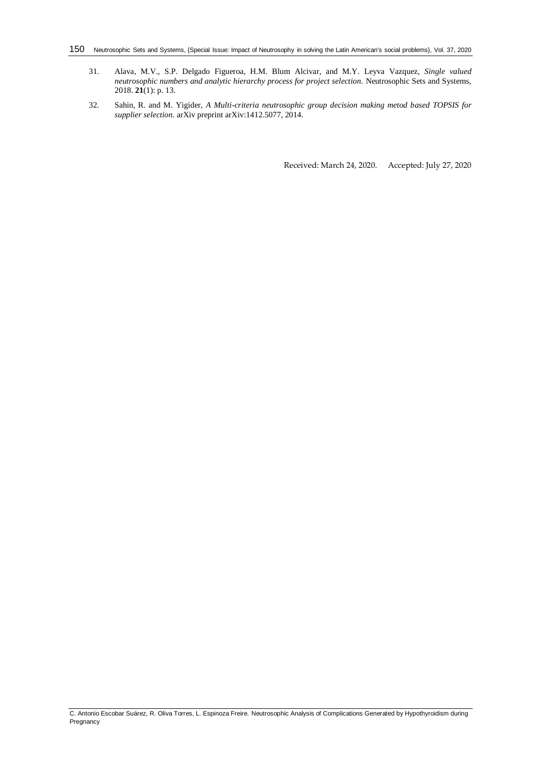31. Alava, M.V., S.P. Delgado Figueroa, H.M. Blum Alcivar, and M.Y. Leyva Vazquez, *Single valued neutrosophic numbers and analytic hierarchy process for project selection.* Neutrosophic Sets and Systems, 2018. **21**(1): p. 13.

32. Sahin, R. and M. Yigider, *A Multi-criteria neutrosophic group decision making metod based TOPSIS for supplier selection.* arXiv preprint arXiv:1412.5077, 2014.

Received: March 24, 2020. Accepted: July 27, 2020